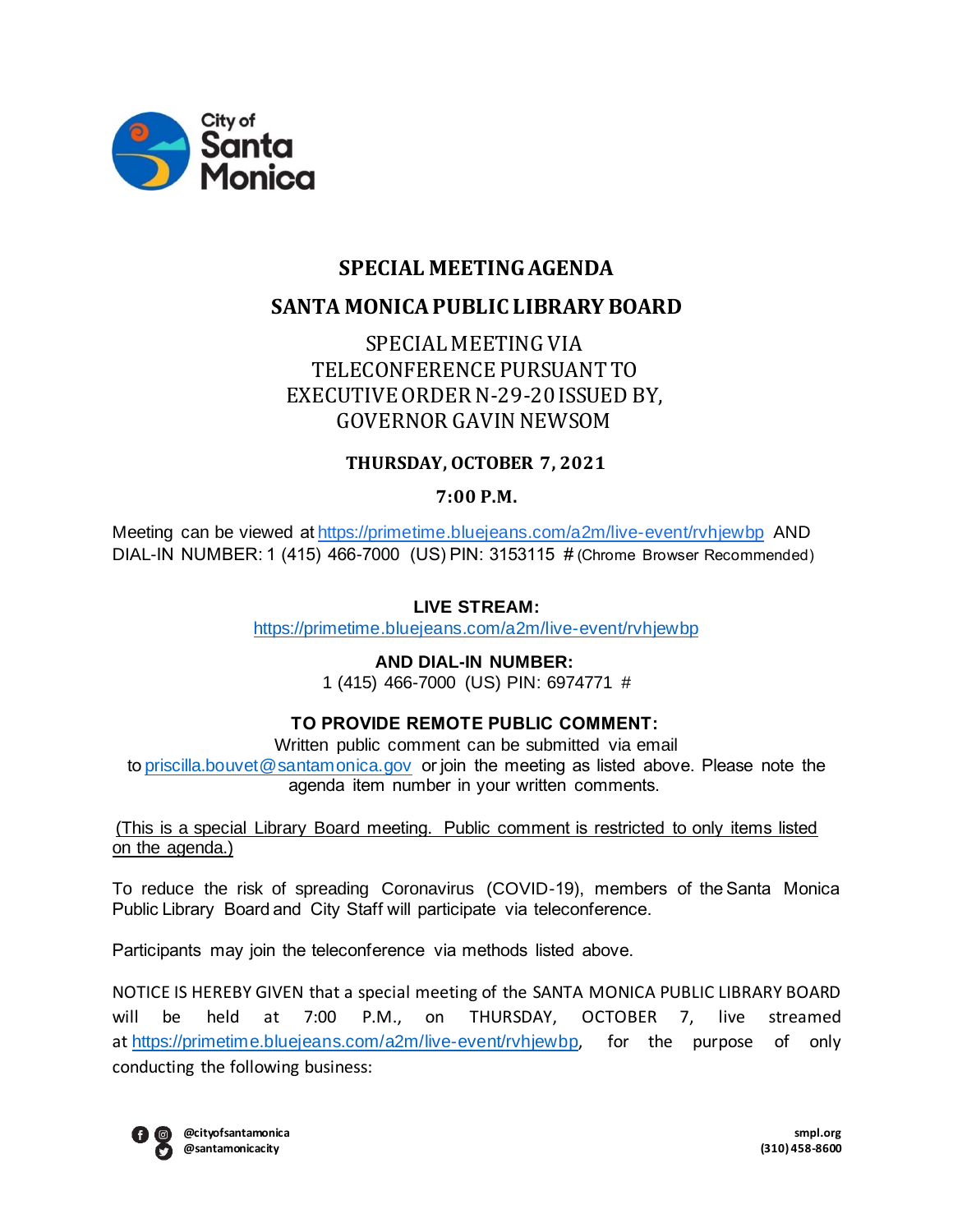City of Santa Monica

# SPECIAL MEETING AGENDA

# SANTA MONICA PUBLIC LIBRARY BOARD

## SPECIAL MEETING VIA TELECONFERENCE PURSUANT TO EXECUTIVE ORDER N-29-20 ISSUED BY, GOVERNOR GAVIN NEWSOM

**THURSDAY, OCTOBER 7, 2021**

**7:00 P.M.**

Meeting can be viewed at https://primetime.bluejeans.com/a2m/live-event/rvhjewbp AND DIAL-IN NUMBER: 1 (415) 466-7000 (US) PIN: 3153115 # (Chrome Browser Recommended)

**LIVE STREAM:**
https://primetime.bluejeans.com/a2m/live-event/rvhjewbp

**AND DIAL-IN NUMBER:**
1 (415) 466-7000 (US) PIN: 6974771 #

**TO PROVIDE REMOTE PUBLIC COMMENT:**
Written public comment can be submitted via email to priscilla.bouvet@santamonica.gov or join the meeting as listed above. Please note the agenda item number in your written comments.

(This is a special Library Board meeting. Public comment is restricted to only items listed on the agenda.)

To reduce the risk of spreading Coronavirus (COVID-19), members of the Santa Monica Public Library Board and City Staff will participate via teleconference.

Participants may join the teleconference via methods listed above.

NOTICE IS HEREBY GIVEN that a special meeting of the SANTA MONICA PUBLIC LIBRARY BOARD will be held at 7:00 P.M., on THURSDAY, OCTOBER 7, live streamed at https://primetime.bluejeans.com/a2m/live-event/rvhjewbp, for the purpose of only conducting the following business: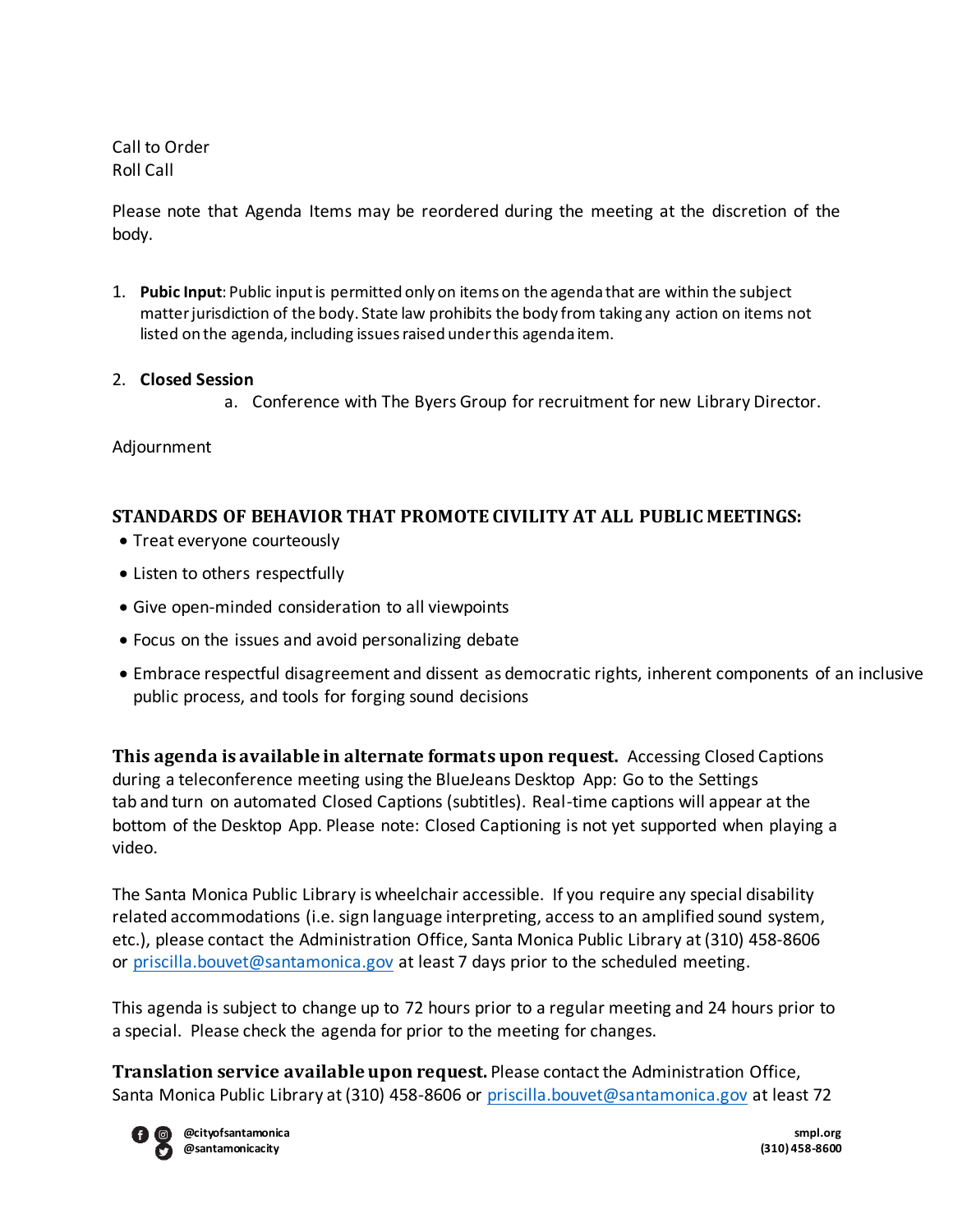Call to Order
Roll Call

Please note that Agenda Items may be reordered during the meeting at the discretion of the body.

1. **Pubic Input**: Public input is permitted only on items on the agenda that are within the subject matter jurisdiction of the body. State law prohibits the body from taking any action on items not listed on the agenda, including issues raised under this agenda item.

2. **Closed Session**
   a. Conference with The Byers Group for recruitment for new Library Director.

Adjournment

**STANDARDS OF BEHAVIOR THAT PROMOTE CIVILITY AT ALL PUBLIC MEETINGS:**

- Treat everyone courteously
- Listen to others respectfully
- Give open-minded consideration to all viewpoints
- Focus on the issues and avoid personalizing debate
- Embrace respectful disagreement and dissent as democratic rights, inherent components of an inclusive public process, and tools for forging sound decisions

**This agenda is available in alternate formats upon request.** Accessing Closed Captions during a teleconference meeting using the BlueJeans Desktop App: Go to the Settings tab and turn on automated Closed Captions (subtitles). Real-time captions will appear at the bottom of the Desktop App. Please note: Closed Captioning is not yet supported when playing a video.

The Santa Monica Public Library is wheelchair accessible. If you require any special disability related accommodations (i.e. sign language interpreting, access to an amplified sound system, etc.), please contact the Administration Office, Santa Monica Public Library at (310) 458-8606 or priscilla.bouvet@santamonica.gov at least 7 days prior to the scheduled meeting.

This agenda is subject to change up to 72 hours prior to a regular meeting and 24 hours prior to a special. Please check the agenda for prior to the meeting for changes.

**Translation service available upon request.** Please contact the Administration Office, Santa Monica Public Library at (310) 458-8606 or priscilla.bouvet@santamonica.gov at least 72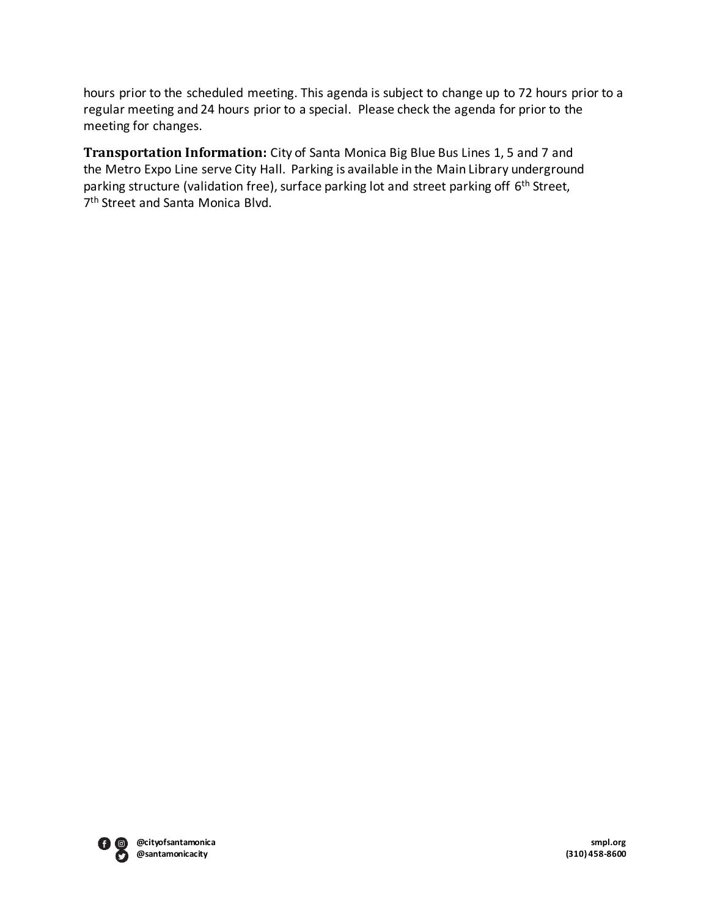hours prior to the scheduled meeting. This agenda is subject to change up to 72 hours prior to a regular meeting and 24 hours prior to a special. Please check the agenda for prior to the meeting for changes.

**Transportation Information:** City of Santa Monica Big Blue Bus Lines 1, 5 and 7 and the Metro Expo Line serve City Hall. Parking is available in the Main Library underground parking structure (validation free), surface parking lot and street parking off 6th Street, 7th Street and Santa Monica Blvd.